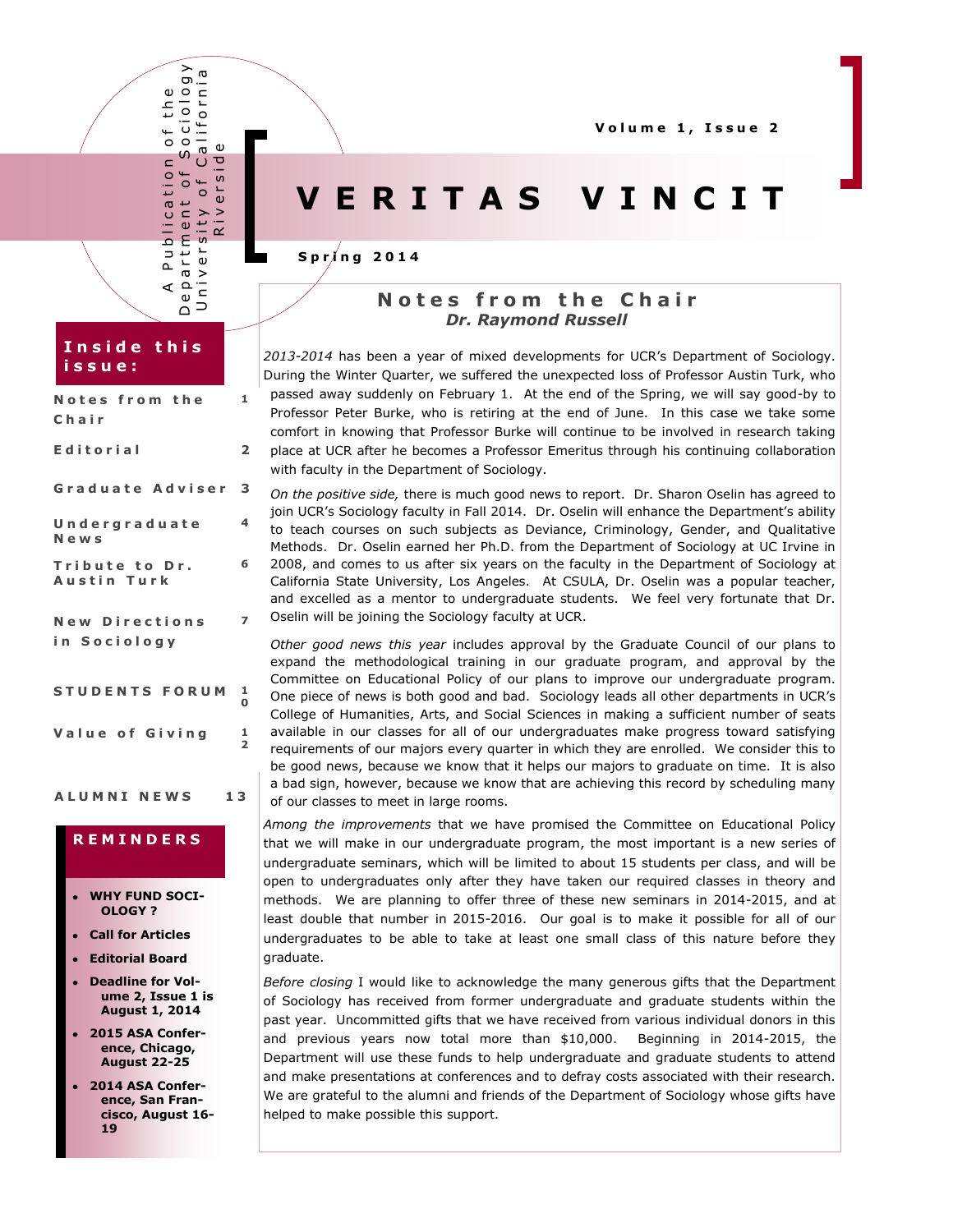A Publication of the Department of Sociology University of California Riverside

Volume 1, Issue 2

# VERITAS VINCIT

Spring 2014

## Inside this issue:

| | |
|---|---|
| Notes from the Chair | 1 |
| Editorial | 2 |
| Graduate Adviser | 3 |
| Undergraduate News | 4 |
| Tribute to Dr. Austin Turk | 6 |
| New Directions in Sociology | 7 |
| STUDENTS FORUM | 10 |
| Value of Giving | 12 |
| ALUMNI NEWS | 13 |

## REMINDERS

- **WHY FUND SOCIOLOGY ?**
- **Call for Articles**
- **Editorial Board**
- **Deadline for Volume 2, Issue 1 is August 1, 2014**
- **2015 ASA Conference, Chicago, August 22-25**
- **2014 ASA Conference, San Francisco, August 16-19**

## Notes from the Chair

***Dr. Raymond Russell***

*2013-2014* has been a year of mixed developments for UCR's Department of Sociology. During the Winter Quarter, we suffered the unexpected loss of Professor Austin Turk, who passed away suddenly on February 1. At the end of the Spring, we will say good-by to Professor Peter Burke, who is retiring at the end of June. In this case we take some comfort in knowing that Professor Burke will continue to be involved in research taking place at UCR after he becomes a Professor Emeritus through his continuing collaboration with faculty in the Department of Sociology.

*On the positive side,* there is much good news to report. Dr. Sharon Oselin has agreed to join UCR's Sociology faculty in Fall 2014. Dr. Oselin will enhance the Department's ability to teach courses on such subjects as Deviance, Criminology, Gender, and Qualitative Methods. Dr. Oselin earned her Ph.D. from the Department of Sociology at UC Irvine in 2008, and comes to us after six years on the faculty in the Department of Sociology at California State University, Los Angeles. At CSULA, Dr. Oselin was a popular teacher, and excelled as a mentor to undergraduate students. We feel very fortunate that Dr. Oselin will be joining the Sociology faculty at UCR.

*Other good news this year* includes approval by the Graduate Council of our plans to expand the methodological training in our graduate program, and approval by the Committee on Educational Policy of our plans to improve our undergraduate program. One piece of news is both good and bad. Sociology leads all other departments in UCR's College of Humanities, Arts, and Social Sciences in making a sufficient number of seats available in our classes for all of our undergraduates make progress toward satisfying requirements of our majors every quarter in which they are enrolled. We consider this to be good news, because we know that it helps our majors to graduate on time. It is also a bad sign, however, because we know that are achieving this record by scheduling many of our classes to meet in large rooms.

*Among the improvements* that we have promised the Committee on Educational Policy that we will make in our undergraduate program, the most important is a new series of undergraduate seminars, which will be limited to about 15 students per class, and will be open to undergraduates only after they have taken our required classes in theory and methods. We are planning to offer three of these new seminars in 2014-2015, and at least double that number in 2015-2016. Our goal is to make it possible for all of our undergraduates to be able to take at least one small class of this nature before they graduate.

*Before closing* I would like to acknowledge the many generous gifts that the Department of Sociology has received from former undergraduate and graduate students within the past year. Uncommitted gifts that we have received from various individual donors in this and previous years now total more than $10,000. Beginning in 2014-2015, the Department will use these funds to help undergraduate and graduate students to attend and make presentations at conferences and to defray costs associated with their research. We are grateful to the alumni and friends of the Department of Sociology whose gifts have helped to make possible this support.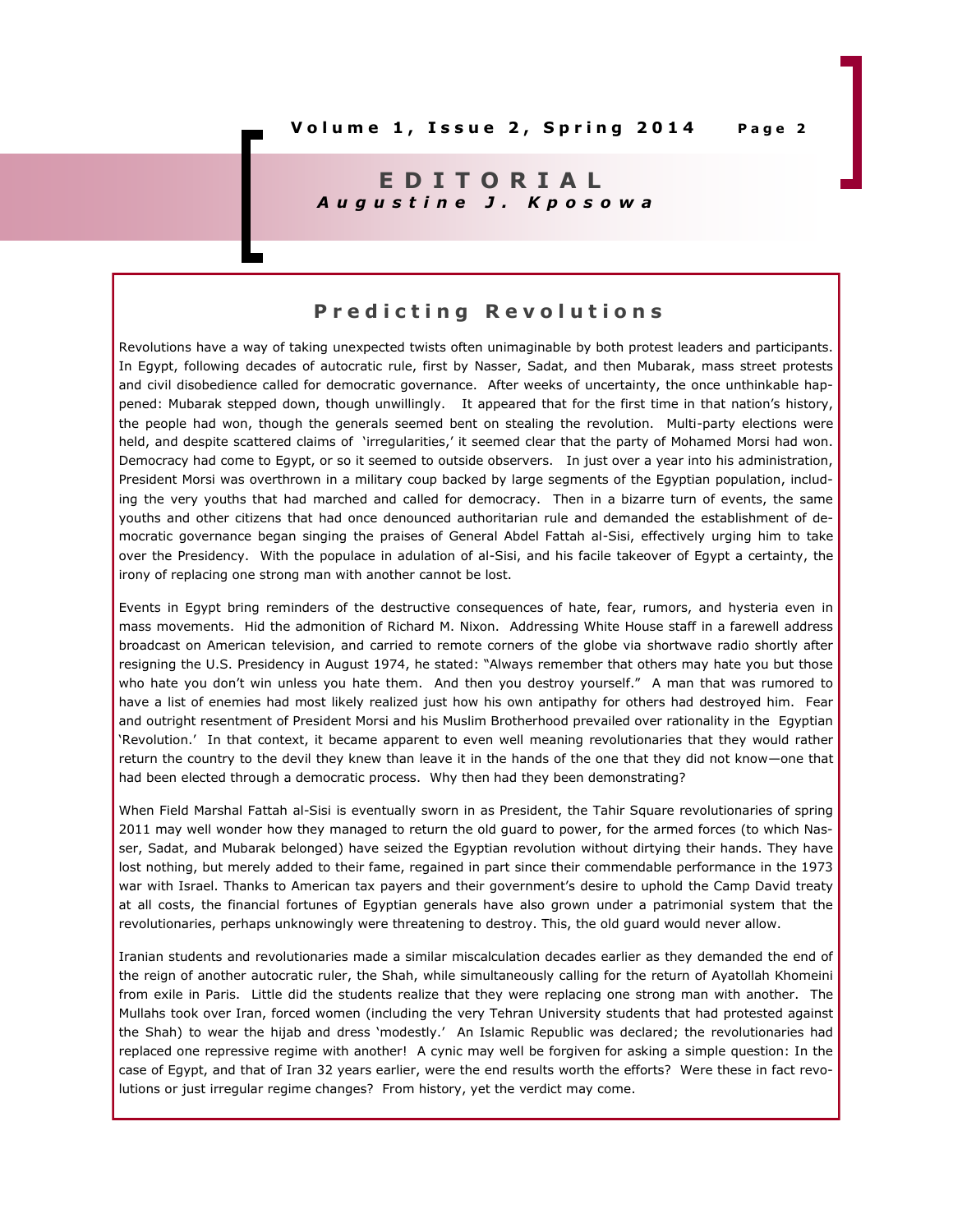# EDITORIAL

***Augustine J. Kposowa***

## Predicting Revolutions

Revolutions have a way of taking unexpected twists often unimaginable by both protest leaders and participants. In Egypt, following decades of autocratic rule, first by Nasser, Sadat, and then Mubarak, mass street protests and civil disobedience called for democratic governance. After weeks of uncertainty, the once unthinkable happened: Mubarak stepped down, though unwillingly. It appeared that for the first time in that nation's history, the people had won, though the generals seemed bent on stealing the revolution. Multi-party elections were held, and despite scattered claims of 'irregularities,' it seemed clear that the party of Mohamed Morsi had won. Democracy had come to Egypt, or so it seemed to outside observers. In just over a year into his administration, President Morsi was overthrown in a military coup backed by large segments of the Egyptian population, including the very youths that had marched and called for democracy. Then in a bizarre turn of events, the same youths and other citizens that had once denounced authoritarian rule and demanded the establishment of democratic governance began singing the praises of General Abdel Fattah al-Sisi, effectively urging him to take over the Presidency. With the populace in adulation of al-Sisi, and his facile takeover of Egypt a certainty, the irony of replacing one strong man with another cannot be lost.

Events in Egypt bring reminders of the destructive consequences of hate, fear, rumors, and hysteria even in mass movements. Hid the admonition of Richard M. Nixon. Addressing White House staff in a farewell address broadcast on American television, and carried to remote corners of the globe via shortwave radio shortly after resigning the U.S. Presidency in August 1974, he stated: "Always remember that others may hate you but those who hate you don't win unless you hate them. And then you destroy yourself." A man that was rumored to have a list of enemies had most likely realized just how his own antipathy for others had destroyed him. Fear and outright resentment of President Morsi and his Muslim Brotherhood prevailed over rationality in the Egyptian 'Revolution.' In that context, it became apparent to even well meaning revolutionaries that they would rather return the country to the devil they knew than leave it in the hands of the one that they did not know—one that had been elected through a democratic process. Why then had they been demonstrating?

When Field Marshal Fattah al-Sisi is eventually sworn in as President, the Tahir Square revolutionaries of spring 2011 may well wonder how they managed to return the old guard to power, for the armed forces (to which Nasser, Sadat, and Mubarak belonged) have seized the Egyptian revolution without dirtying their hands. They have lost nothing, but merely added to their fame, regained in part since their commendable performance in the 1973 war with Israel. Thanks to American tax payers and their government's desire to uphold the Camp David treaty at all costs, the financial fortunes of Egyptian generals have also grown under a patrimonial system that the revolutionaries, perhaps unknowingly were threatening to destroy. This, the old guard would never allow.

Iranian students and revolutionaries made a similar miscalculation decades earlier as they demanded the end of the reign of another autocratic ruler, the Shah, while simultaneously calling for the return of Ayatollah Khomeini from exile in Paris. Little did the students realize that they were replacing one strong man with another. The Mullahs took over Iran, forced women (including the very Tehran University students that had protested against the Shah) to wear the hijab and dress 'modestly.' An Islamic Republic was declared; the revolutionaries had replaced one repressive regime with another! A cynic may well be forgiven for asking a simple question: In the case of Egypt, and that of Iran 32 years earlier, were the end results worth the efforts? Were these in fact revolutions or just irregular regime changes? From history, yet the verdict may come.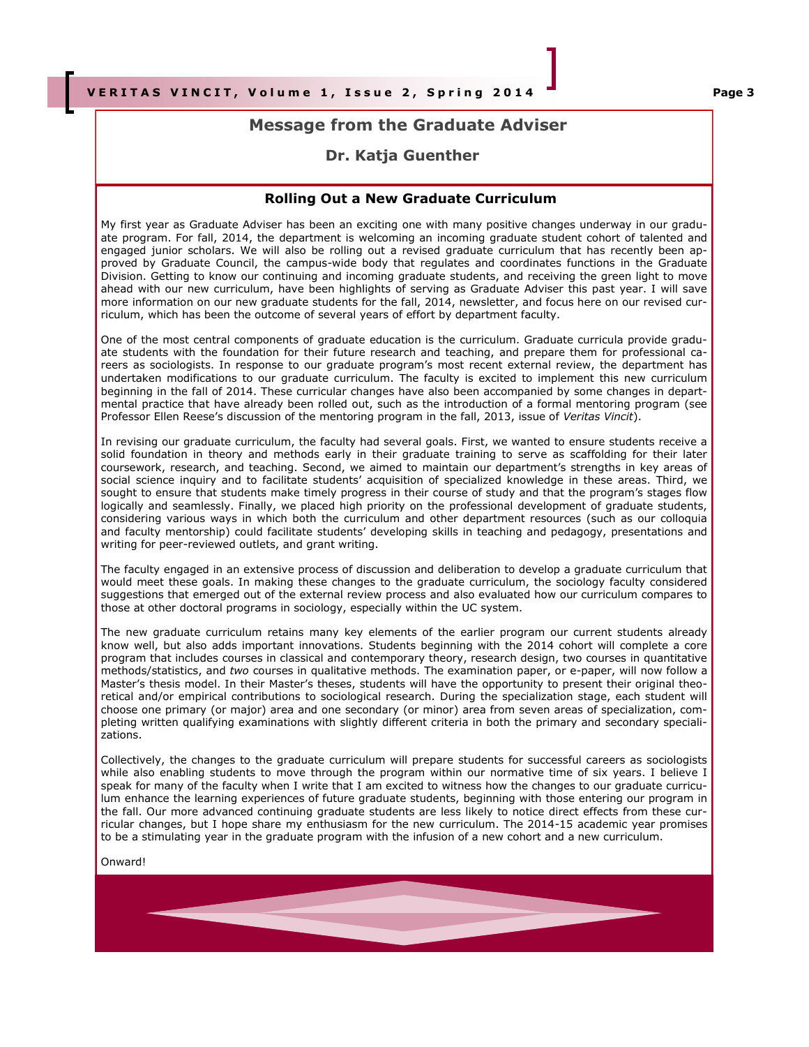## Message from the Graduate Adviser

### Dr. Katja Guenther

### Rolling Out a New Graduate Curriculum

My first year as Graduate Adviser has been an exciting one with many positive changes underway in our graduate program. For fall, 2014, the department is welcoming an incoming graduate student cohort of talented and engaged junior scholars. We will also be rolling out a revised graduate curriculum that has recently been approved by Graduate Council, the campus-wide body that regulates and coordinates functions in the Graduate Division. Getting to know our continuing and incoming graduate students, and receiving the green light to move ahead with our new curriculum, have been highlights of serving as Graduate Adviser this past year. I will save more information on our new graduate students for the fall, 2014, newsletter, and focus here on our revised curriculum, which has been the outcome of several years of effort by department faculty.

One of the most central components of graduate education is the curriculum. Graduate curricula provide graduate students with the foundation for their future research and teaching, and prepare them for professional careers as sociologists. In response to our graduate program's most recent external review, the department has undertaken modifications to our graduate curriculum. The faculty is excited to implement this new curriculum beginning in the fall of 2014. These curricular changes have also been accompanied by some changes in departmental practice that have already been rolled out, such as the introduction of a formal mentoring program (see Professor Ellen Reese's discussion of the mentoring program in the fall, 2013, issue of *Veritas Vincit*).

In revising our graduate curriculum, the faculty had several goals. First, we wanted to ensure students receive a solid foundation in theory and methods early in their graduate training to serve as scaffolding for their later coursework, research, and teaching. Second, we aimed to maintain our department's strengths in key areas of social science inquiry and to facilitate students' acquisition of specialized knowledge in these areas. Third, we sought to ensure that students make timely progress in their course of study and that the program's stages flow logically and seamlessly. Finally, we placed high priority on the professional development of graduate students, considering various ways in which both the curriculum and other department resources (such as our colloquia and faculty mentorship) could facilitate students' developing skills in teaching and pedagogy, presentations and writing for peer-reviewed outlets, and grant writing.

The faculty engaged in an extensive process of discussion and deliberation to develop a graduate curriculum that would meet these goals. In making these changes to the graduate curriculum, the sociology faculty considered suggestions that emerged out of the external review process and also evaluated how our curriculum compares to those at other doctoral programs in sociology, especially within the UC system.

The new graduate curriculum retains many key elements of the earlier program our current students already know well, but also adds important innovations. Students beginning with the 2014 cohort will complete a core program that includes courses in classical and contemporary theory, research design, two courses in quantitative methods/statistics, and *two* courses in qualitative methods. The examination paper, or e-paper, will now follow a Master's thesis model. In their Master's theses, students will have the opportunity to present their original theoretical and/or empirical contributions to sociological research. During the specialization stage, each student will choose one primary (or major) area and one secondary (or minor) area from seven areas of specialization, completing written qualifying examinations with slightly different criteria in both the primary and secondary specializations.

Collectively, the changes to the graduate curriculum will prepare students for successful careers as sociologists while also enabling students to move through the program within our normative time of six years. I believe I speak for many of the faculty when I write that I am excited to witness how the changes to our graduate curriculum enhance the learning experiences of future graduate students, beginning with those entering our program in the fall. Our more advanced continuing graduate students are less likely to notice direct effects from these curricular changes, but I hope share my enthusiasm for the new curriculum. The 2014-15 academic year promises to be a stimulating year in the graduate program with the infusion of a new cohort and a new curriculum.

Onward!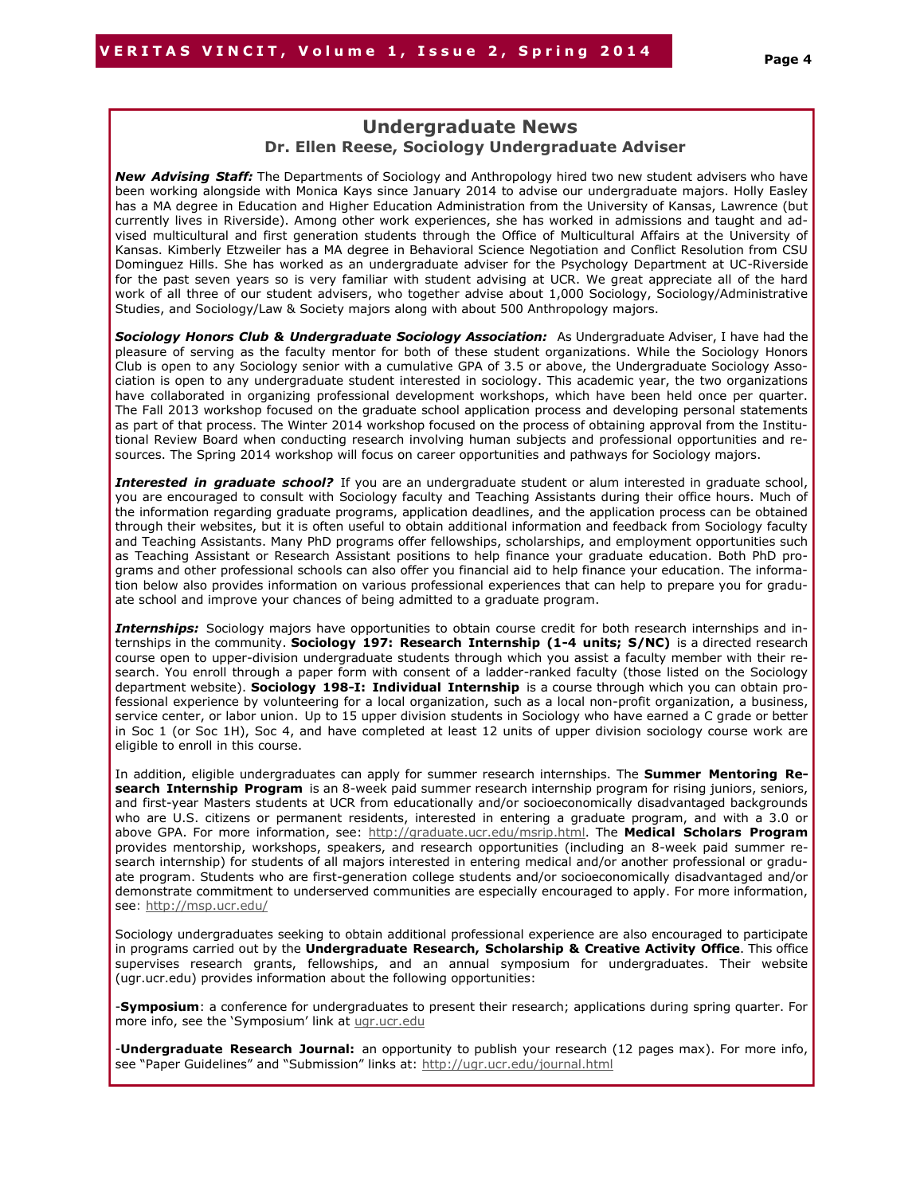## Undergraduate News

### Dr. Ellen Reese, Sociology Undergraduate Adviser

***New Advising Staff:*** The Departments of Sociology and Anthropology hired two new student advisers who have been working alongside with Monica Kays since January 2014 to advise our undergraduate majors. Holly Easley has a MA degree in Education and Higher Education Administration from the University of Kansas, Lawrence (but currently lives in Riverside). Among other work experiences, she has worked in admissions and taught and advised multicultural and first generation students through the Office of Multicultural Affairs at the University of Kansas. Kimberly Etzweiler has a MA degree in Behavioral Science Negotiation and Conflict Resolution from CSU Dominguez Hills. She has worked as an undergraduate adviser for the Psychology Department at UC-Riverside for the past seven years so is very familiar with student advising at UCR. We great appreciate all of the hard work of all three of our student advisers, who together advise about 1,000 Sociology, Sociology/Administrative Studies, and Sociology/Law & Society majors along with about 500 Anthropology majors.

***Sociology Honors Club & Undergraduate Sociology Association:*** As Undergraduate Adviser, I have had the pleasure of serving as the faculty mentor for both of these student organizations. While the Sociology Honors Club is open to any Sociology senior with a cumulative GPA of 3.5 or above, the Undergraduate Sociology Association is open to any undergraduate student interested in sociology. This academic year, the two organizations have collaborated in organizing professional development workshops, which have been held once per quarter. The Fall 2013 workshop focused on the graduate school application process and developing personal statements as part of that process. The Winter 2014 workshop focused on the process of obtaining approval from the Institutional Review Board when conducting research involving human subjects and professional opportunities and resources. The Spring 2014 workshop will focus on career opportunities and pathways for Sociology majors.

***Interested in graduate school?*** If you are an undergraduate student or alum interested in graduate school, you are encouraged to consult with Sociology faculty and Teaching Assistants during their office hours. Much of the information regarding graduate programs, application deadlines, and the application process can be obtained through their websites, but it is often useful to obtain additional information and feedback from Sociology faculty and Teaching Assistants. Many PhD programs offer fellowships, scholarships, and employment opportunities such as Teaching Assistant or Research Assistant positions to help finance your graduate education. Both PhD programs and other professional schools can also offer you financial aid to help finance your education. The information below also provides information on various professional experiences that can help to prepare you for graduate school and improve your chances of being admitted to a graduate program.

***Internships:*** Sociology majors have opportunities to obtain course credit for both research internships and internships in the community. **Sociology 197: Research Internship (1-4 units; S/NC)** is a directed research course open to upper-division undergraduate students through which you assist a faculty member with their research. You enroll through a paper form with consent of a ladder-ranked faculty (those listed on the Sociology department website). **Sociology 198-I: Individual Internship** is a course through which you can obtain professional experience by volunteering for a local organization, such as a local non-profit organization, a business, service center, or labor union. Up to 15 upper division students in Sociology who have earned a C grade or better in Soc 1 (or Soc 1H), Soc 4, and have completed at least 12 units of upper division sociology course work are eligible to enroll in this course.

In addition, eligible undergraduates can apply for summer research internships. The **Summer Mentoring Research Internship Program** is an 8-week paid summer research internship program for rising juniors, seniors, and first-year Masters students at UCR from educationally and/or socioeconomically disadvantaged backgrounds who are U.S. citizens or permanent residents, interested in entering a graduate program, and with a 3.0 or above GPA. For more information, see: http://graduate.ucr.edu/msrip.html. The **Medical Scholars Program** provides mentorship, workshops, speakers, and research opportunities (including an 8-week paid summer research internship) for students of all majors interested in entering medical and/or another professional or graduate program. Students who are first-generation college students and/or socioeconomically disadvantaged and/or demonstrate commitment to underserved communities are especially encouraged to apply. For more information, see: http://msp.ucr.edu/

Sociology undergraduates seeking to obtain additional professional experience are also encouraged to participate in programs carried out by the **Undergraduate Research, Scholarship & Creative Activity Office**. This office supervises research grants, fellowships, and an annual symposium for undergraduates. Their website (ugr.ucr.edu) provides information about the following opportunities:

-**Symposium**: a conference for undergraduates to present their research; applications during spring quarter. For more info, see the 'Symposium' link at ugr.ucr.edu

-**Undergraduate Research Journal:** an opportunity to publish your research (12 pages max). For more info, see "Paper Guidelines" and "Submission" links at: http://ugr.ucr.edu/journal.html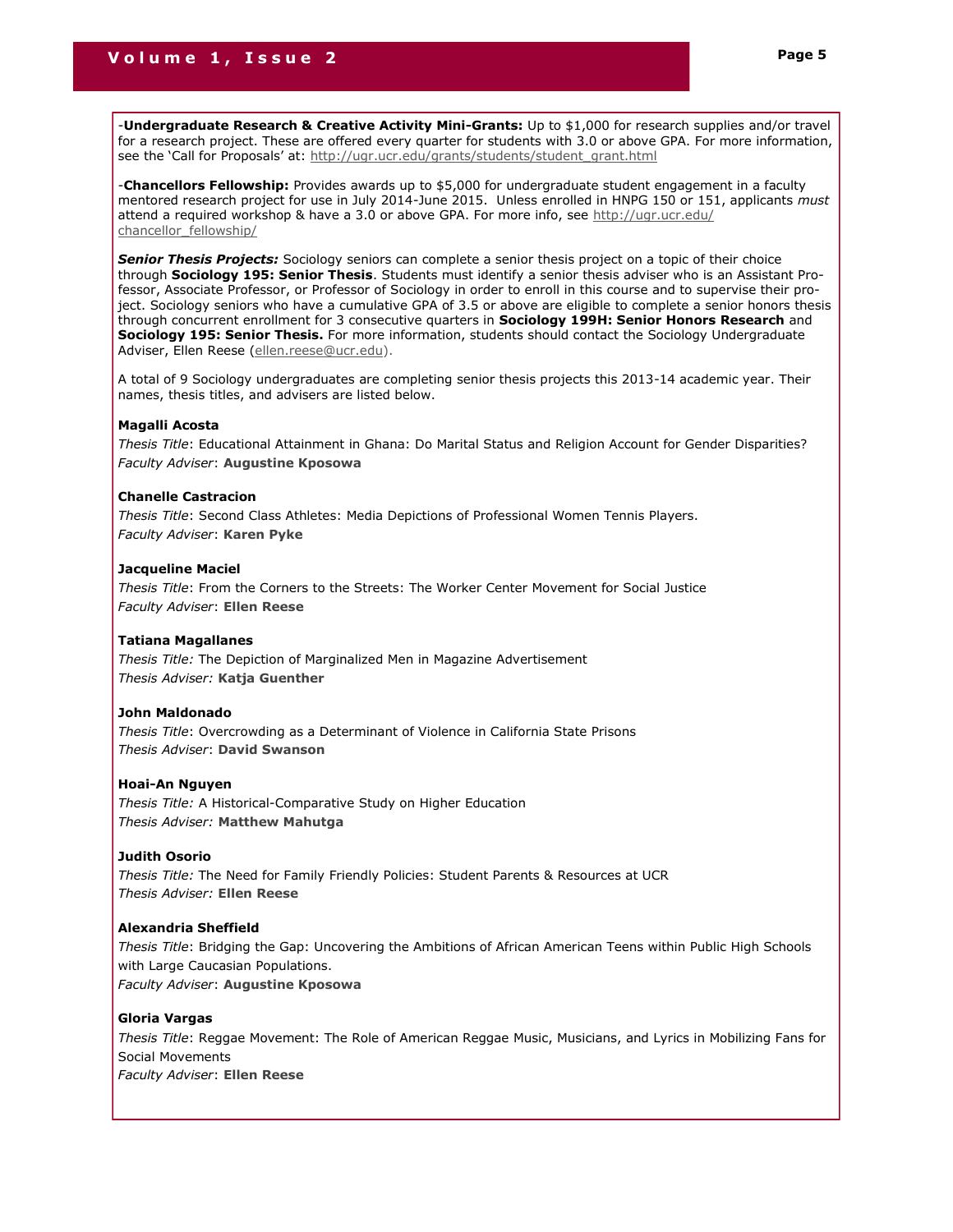-**Undergraduate Research & Creative Activity Mini-Grants:** Up to $1,000 for research supplies and/or travel for a research project. These are offered every quarter for students with 3.0 or above GPA. For more information, see the 'Call for Proposals' at: http://ugr.ucr.edu/grants/students/student_grant.html

-**Chancellors Fellowship:** Provides awards up to $5,000 for undergraduate student engagement in a faculty mentored research project for use in July 2014-June 2015. Unless enrolled in HNPG 150 or 151, applicants *must* attend a required workshop & have a 3.0 or above GPA. For more info, see http://ugr.ucr.edu/chancellor_fellowship/

***Senior Thesis Projects:*** Sociology seniors can complete a senior thesis project on a topic of their choice through **Sociology 195: Senior Thesis**. Students must identify a senior thesis adviser who is an Assistant Professor, Associate Professor, or Professor of Sociology in order to enroll in this course and to supervise their project. Sociology seniors who have a cumulative GPA of 3.5 or above are eligible to complete a senior honors thesis through concurrent enrollment for 3 consecutive quarters in **Sociology 199H: Senior Honors Research** and **Sociology 195: Senior Thesis.** For more information, students should contact the Sociology Undergraduate Adviser, Ellen Reese (ellen.reese@ucr.edu).

A total of 9 Sociology undergraduates are completing senior thesis projects this 2013-14 academic year. Their names, thesis titles, and advisers are listed below.

**Magalli Acosta**
*Thesis Title*: Educational Attainment in Ghana: Do Marital Status and Religion Account for Gender Disparities?
*Faculty Adviser*: **Augustine Kposowa**

**Chanelle Castracion**
*Thesis Title*: Second Class Athletes: Media Depictions of Professional Women Tennis Players.
*Faculty Adviser*: **Karen Pyke**

**Jacqueline Maciel**
*Thesis Title*: From the Corners to the Streets: The Worker Center Movement for Social Justice
*Faculty Adviser*: **Ellen Reese**

**Tatiana Magallanes**
*Thesis Title:* The Depiction of Marginalized Men in Magazine Advertisement
*Thesis Adviser:* **Katja Guenther**

**John Maldonado**
*Thesis Title*: Overcrowding as a Determinant of Violence in California State Prisons
*Thesis Adviser*: **David Swanson**

**Hoai-An Nguyen**
*Thesis Title:* A Historical-Comparative Study on Higher Education
*Thesis Adviser:* **Matthew Mahutga**

**Judith Osorio**
*Thesis Title:* The Need for Family Friendly Policies: Student Parents & Resources at UCR
*Thesis Adviser:* **Ellen Reese**

**Alexandria Sheffield**
*Thesis Title*: Bridging the Gap: Uncovering the Ambitions of African American Teens within Public High Schools with Large Caucasian Populations.
*Faculty Adviser*: **Augustine Kposowa**

**Gloria Vargas**
*Thesis Title*: Reggae Movement: The Role of American Reggae Music, Musicians, and Lyrics in Mobilizing Fans for Social Movements
*Faculty Adviser*: **Ellen Reese**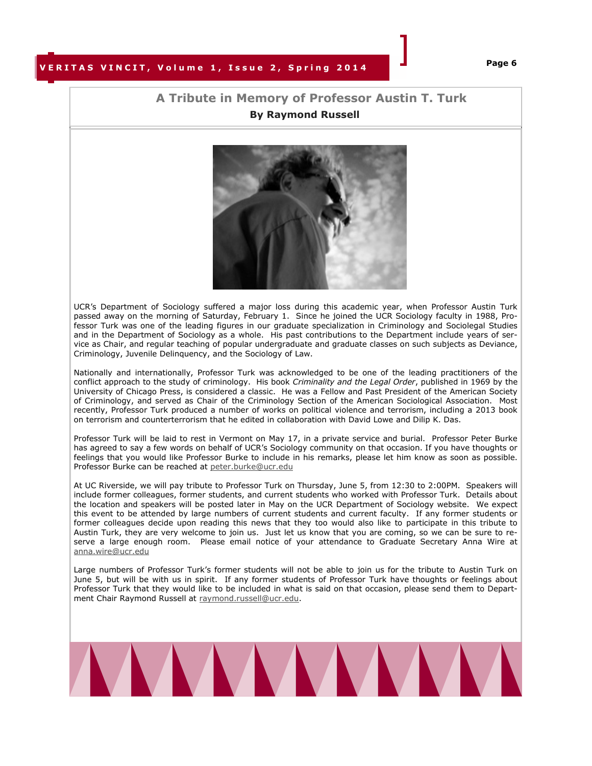## A Tribute in Memory of Professor Austin T. Turk

**By Raymond Russell**

UCR's Department of Sociology suffered a major loss during this academic year, when Professor Austin Turk passed away on the morning of Saturday, February 1. Since he joined the UCR Sociology faculty in 1988, Professor Turk was one of the leading figures in our graduate specialization in Criminology and Sociolegal Studies and in the Department of Sociology as a whole. His past contributions to the Department include years of service as Chair, and regular teaching of popular undergraduate and graduate classes on such subjects as Deviance, Criminology, Juvenile Delinquency, and the Sociology of Law.

Nationally and internationally, Professor Turk was acknowledged to be one of the leading practitioners of the conflict approach to the study of criminology. His book *Criminality and the Legal Order*, published in 1969 by the University of Chicago Press, is considered a classic. He was a Fellow and Past President of the American Society of Criminology, and served as Chair of the Criminology Section of the American Sociological Association. Most recently, Professor Turk produced a number of works on political violence and terrorism, including a 2013 book on terrorism and counterterrorism that he edited in collaboration with David Lowe and Dilip K. Das.

Professor Turk will be laid to rest in Vermont on May 17, in a private service and burial. Professor Peter Burke has agreed to say a few words on behalf of UCR's Sociology community on that occasion. If you have thoughts or feelings that you would like Professor Burke to include in his remarks, please let him know as soon as possible. Professor Burke can be reached at peter.burke@ucr.edu

At UC Riverside, we will pay tribute to Professor Turk on Thursday, June 5, from 12:30 to 2:00PM. Speakers will include former colleagues, former students, and current students who worked with Professor Turk. Details about the location and speakers will be posted later in May on the UCR Department of Sociology website. We expect this event to be attended by large numbers of current students and current faculty. If any former students or former colleagues decide upon reading this news that they too would also like to participate in this tribute to Austin Turk, they are very welcome to join us. Just let us know that you are coming, so we can be sure to reserve a large enough room. Please email notice of your attendance to Graduate Secretary Anna Wire at anna.wire@ucr.edu

Large numbers of Professor Turk's former students will not be able to join us for the tribute to Austin Turk on June 5, but will be with us in spirit. If any former students of Professor Turk have thoughts or feelings about Professor Turk that they would like to be included in what is said on that occasion, please send them to Department Chair Raymond Russell at raymond.russell@ucr.edu.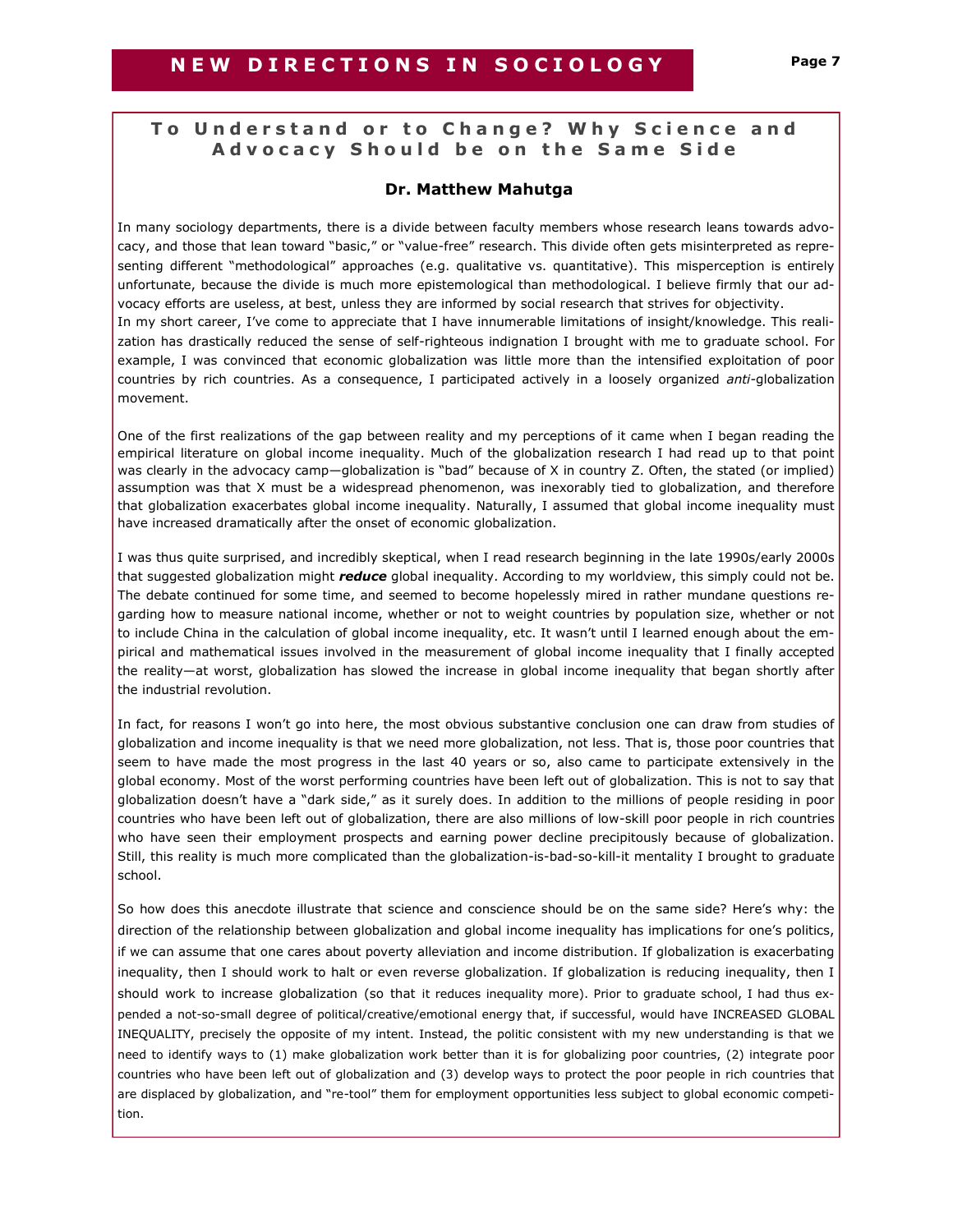## To Understand or to Change? Why Science and Advocacy Should be on the Same Side

**Dr. Matthew Mahutga**

In many sociology departments, there is a divide between faculty members whose research leans towards advocacy, and those that lean toward "basic," or "value-free" research. This divide often gets misinterpreted as representing different "methodological" approaches (e.g. qualitative vs. quantitative). This misperception is entirely unfortunate, because the divide is much more epistemological than methodological. I believe firmly that our advocacy efforts are useless, at best, unless they are informed by social research that strives for objectivity.

In my short career, I've come to appreciate that I have innumerable limitations of insight/knowledge. This realization has drastically reduced the sense of self-righteous indignation I brought with me to graduate school. For example, I was convinced that economic globalization was little more than the intensified exploitation of poor countries by rich countries. As a consequence, I participated actively in a loosely organized *anti*-globalization movement.

One of the first realizations of the gap between reality and my perceptions of it came when I began reading the empirical literature on global income inequality. Much of the globalization research I had read up to that point was clearly in the advocacy camp—globalization is "bad" because of X in country Z. Often, the stated (or implied) assumption was that X must be a widespread phenomenon, was inexorably tied to globalization, and therefore that globalization exacerbates global income inequality. Naturally, I assumed that global income inequality must have increased dramatically after the onset of economic globalization.

I was thus quite surprised, and incredibly skeptical, when I read research beginning in the late 1990s/early 2000s that suggested globalization might ***reduce*** global inequality. According to my worldview, this simply could not be. The debate continued for some time, and seemed to become hopelessly mired in rather mundane questions regarding how to measure national income, whether or not to weight countries by population size, whether or not to include China in the calculation of global income inequality, etc. It wasn't until I learned enough about the empirical and mathematical issues involved in the measurement of global income inequality that I finally accepted the reality—at worst, globalization has slowed the increase in global income inequality that began shortly after the industrial revolution.

In fact, for reasons I won't go into here, the most obvious substantive conclusion one can draw from studies of globalization and income inequality is that we need more globalization, not less. That is, those poor countries that seem to have made the most progress in the last 40 years or so, also came to participate extensively in the global economy. Most of the worst performing countries have been left out of globalization. This is not to say that globalization doesn't have a "dark side," as it surely does. In addition to the millions of people residing in poor countries who have been left out of globalization, there are also millions of low-skill poor people in rich countries who have seen their employment prospects and earning power decline precipitously because of globalization. Still, this reality is much more complicated than the globalization-is-bad-so-kill-it mentality I brought to graduate school.

So how does this anecdote illustrate that science and conscience should be on the same side? Here's why: the direction of the relationship between globalization and global income inequality has implications for one's politics, if we can assume that one cares about poverty alleviation and income distribution. If globalization is exacerbating inequality, then I should work to halt or even reverse globalization. If globalization is reducing inequality, then I should work to increase globalization (so that it reduces inequality more). Prior to graduate school, I had thus expended a not-so-small degree of political/creative/emotional energy that, if successful, would have INCREASED GLOBAL INEQUALITY, precisely the opposite of my intent. Instead, the politic consistent with my new understanding is that we need to identify ways to (1) make globalization work better than it is for globalizing poor countries, (2) integrate poor countries who have been left out of globalization and (3) develop ways to protect the poor people in rich countries that are displaced by globalization, and "re-tool" them for employment opportunities less subject to global economic competition.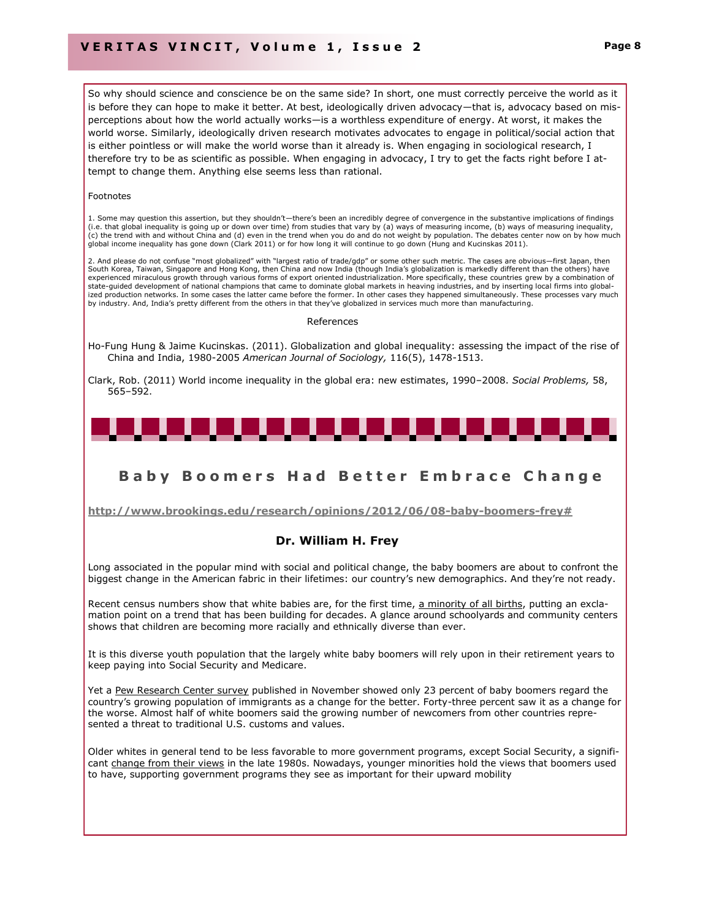So why should science and conscience be on the same side? In short, one must correctly perceive the world as it is before they can hope to make it better. At best, ideologically driven advocacy—that is, advocacy based on misperceptions about how the world actually works—is a worthless expenditure of energy. At worst, it makes the world worse. Similarly, ideologically driven research motivates advocates to engage in political/social action that is either pointless or will make the world worse than it already is. When engaging in sociological research, I therefore try to be as scientific as possible. When engaging in advocacy, I try to get the facts right before I attempt to change them. Anything else seems less than rational.

Footnotes

1. Some may question this assertion, but they shouldn't—there's been an incredibly degree of convergence in the substantive implications of findings (i.e. that global inequality is going up or down over time) from studies that vary by (a) ways of measuring income, (b) ways of measuring inequality, (c) the trend with and without China and (d) even in the trend when you do and do not weight by population. The debates center now on by how much global income inequality has gone down (Clark 2011) or for how long it will continue to go down (Hung and Kucinskas 2011).

2. And please do not confuse "most globalized" with "largest ratio of trade/gdp" or some other such metric. The cases are obvious—first Japan, then South Korea, Taiwan, Singapore and Hong Kong, then China and now India (though India's globalization is markedly different than the others) have experienced miraculous growth through various forms of export oriented industrialization. More specifically, these countries grew by a combination of state-guided development of national champions that came to dominate global markets in heaving industries, and by inserting local firms into globalized production networks. In some cases the latter came before the former. In other cases they happened simultaneously. These processes vary much by industry. And, India's pretty different from the others in that they've globalized in services much more than manufacturing.

References

Ho-Fung Hung & Jaime Kucinskas. (2011). Globalization and global inequality: assessing the impact of the rise of China and India, 1980-2005 *American Journal of Sociology,* 116(5), 1478-1513.

Clark, Rob. (2011) World income inequality in the global era: new estimates, 1990–2008. *Social Problems,* 58, 565–592.

## Baby Boomers Had Better Embrace Change

**http://www.brookings.edu/research/opinions/2012/06/08-baby-boomers-frey#**

### Dr. William H. Frey

Long associated in the popular mind with social and political change, the baby boomers are about to confront the biggest change in the American fabric in their lifetimes: our country's new demographics. And they're not ready.

Recent census numbers show that white babies are, for the first time, a minority of all births, putting an exclamation point on a trend that has been building for decades. A glance around schoolyards and community centers shows that children are becoming more racially and ethnically diverse than ever.

It is this diverse youth population that the largely white baby boomers will rely upon in their retirement years to keep paying into Social Security and Medicare.

Yet a Pew Research Center survey published in November showed only 23 percent of baby boomers regard the country's growing population of immigrants as a change for the better. Forty-three percent saw it as a change for the worse. Almost half of white boomers said the growing number of newcomers from other countries represented a threat to traditional U.S. customs and values.

Older whites in general tend to be less favorable to more government programs, except Social Security, a significant change from their views in the late 1980s. Nowadays, younger minorities hold the views that boomers used to have, supporting government programs they see as important for their upward mobility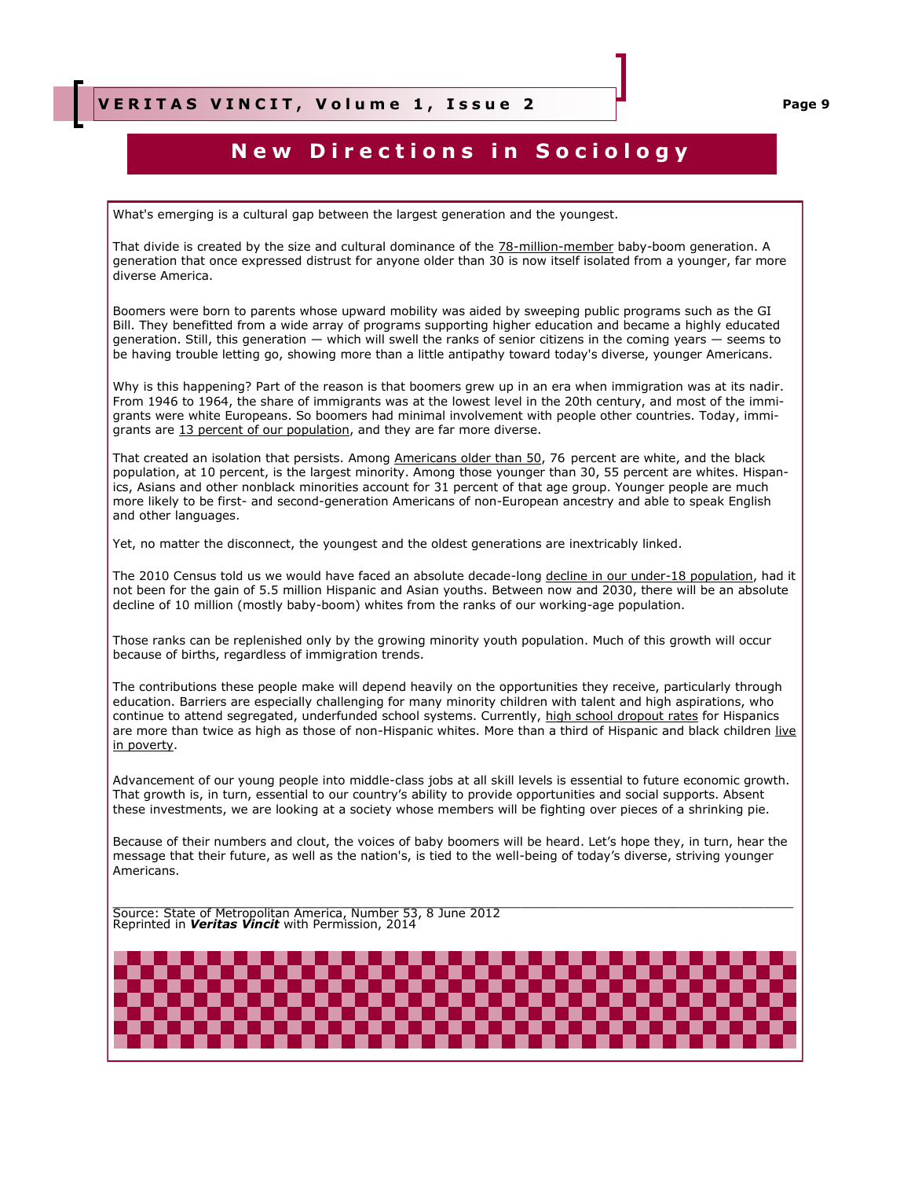## New Directions in Sociology

What's emerging is a cultural gap between the largest generation and the youngest.

That divide is created by the size and cultural dominance of the 78-million-member baby-boom generation. A generation that once expressed distrust for anyone older than 30 is now itself isolated from a younger, far more diverse America.

Boomers were born to parents whose upward mobility was aided by sweeping public programs such as the GI Bill. They benefitted from a wide array of programs supporting higher education and became a highly educated generation. Still, this generation — which will swell the ranks of senior citizens in the coming years — seems to be having trouble letting go, showing more than a little antipathy toward today's diverse, younger Americans.

Why is this happening? Part of the reason is that boomers grew up in an era when immigration was at its nadir. From 1946 to 1964, the share of immigrants was at the lowest level in the 20th century, and most of the immigrants were white Europeans. So boomers had minimal involvement with people other countries. Today, immigrants are 13 percent of our population, and they are far more diverse.

That created an isolation that persists. Among Americans older than 50, 76 percent are white, and the black population, at 10 percent, is the largest minority. Among those younger than 30, 55 percent are whites. Hispanics, Asians and other nonblack minorities account for 31 percent of that age group. Younger people are much more likely to be first- and second-generation Americans of non-European ancestry and able to speak English and other languages.

Yet, no matter the disconnect, the youngest and the oldest generations are inextricably linked.

The 2010 Census told us we would have faced an absolute decade-long decline in our under-18 population, had it not been for the gain of 5.5 million Hispanic and Asian youths. Between now and 2030, there will be an absolute decline of 10 million (mostly baby-boom) whites from the ranks of our working-age population.

Those ranks can be replenished only by the growing minority youth population. Much of this growth will occur because of births, regardless of immigration trends.

The contributions these people make will depend heavily on the opportunities they receive, particularly through education. Barriers are especially challenging for many minority children with talent and high aspirations, who continue to attend segregated, underfunded school systems. Currently, high school dropout rates for Hispanics are more than twice as high as those of non-Hispanic whites. More than a third of Hispanic and black children live in poverty.

Advancement of our young people into middle-class jobs at all skill levels is essential to future economic growth. That growth is, in turn, essential to our country's ability to provide opportunities and social supports. Absent these investments, we are looking at a society whose members will be fighting over pieces of a shrinking pie.

Because of their numbers and clout, the voices of baby boomers will be heard. Let's hope they, in turn, hear the message that their future, as well as the nation's, is tied to the well-being of today's diverse, striving younger Americans.

---

Source: State of Metropolitan America, Number 53, 8 June 2012
Reprinted in ***Veritas Vincit*** with Permission, 2014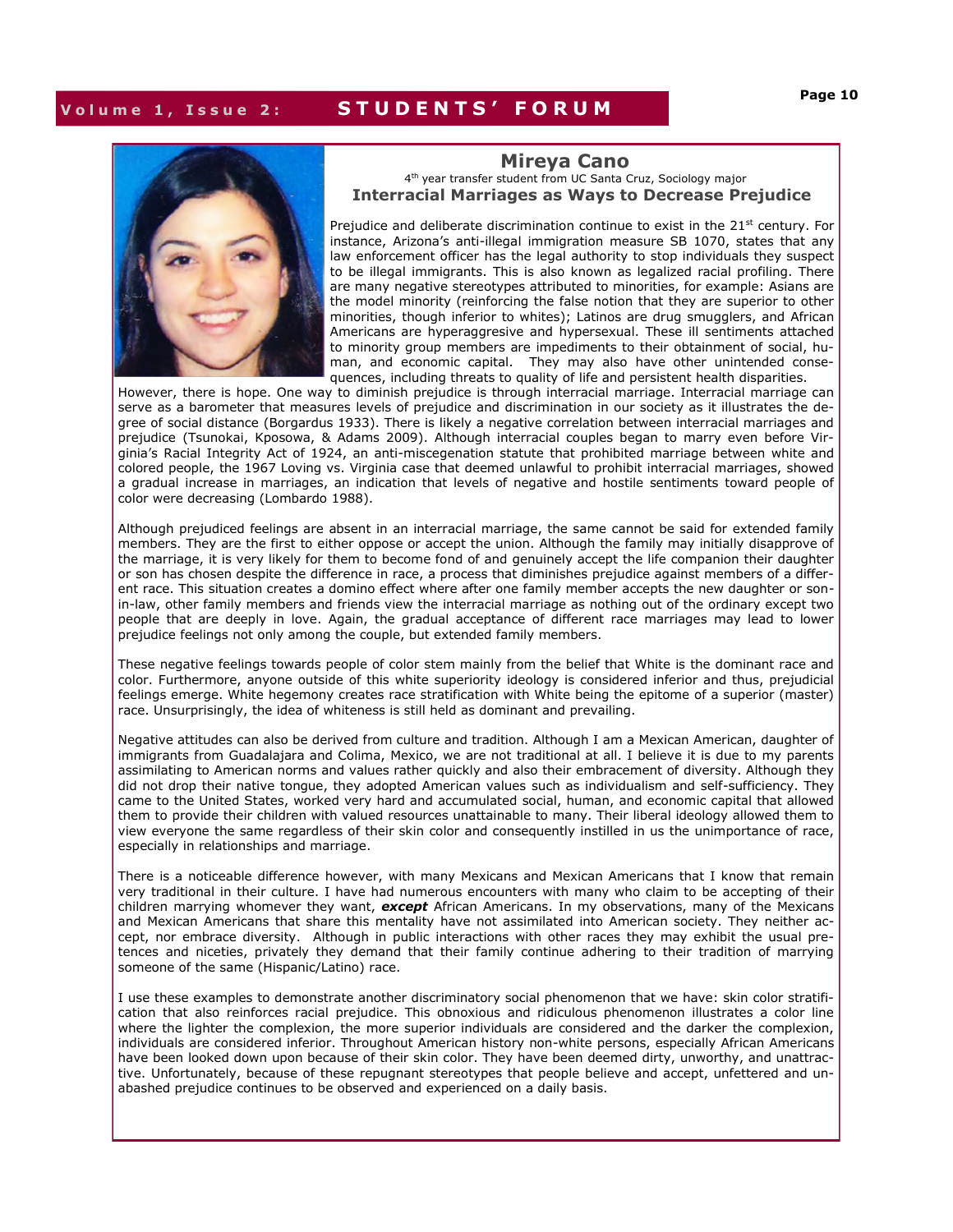## Mireya Cano

4th year transfer student from UC Santa Cruz, Sociology major

### Interracial Marriages as Ways to Decrease Prejudice

Prejudice and deliberate discrimination continue to exist in the 21st century. For instance, Arizona's anti-illegal immigration measure SB 1070, states that any law enforcement officer has the legal authority to stop individuals they suspect to be illegal immigrants. This is also known as legalized racial profiling. There are many negative stereotypes attributed to minorities, for example: Asians are the model minority (reinforcing the false notion that they are superior to other minorities, though inferior to whites); Latinos are drug smugglers, and African Americans are hyperaggresive and hypersexual. These ill sentiments attached to minority group members are impediments to their obtainment of social, human, and economic capital. They may also have other unintended consequences, including threats to quality of life and persistent health disparities. However, there is hope. One way to diminish prejudice is through interracial marriage. Interracial marriage can serve as a barometer that measures levels of prejudice and discrimination in our society as it illustrates the degree of social distance (Borgardus 1933). There is likely a negative correlation between interracial marriages and prejudice (Tsunokai, Kposowa, & Adams 2009). Although interracial couples began to marry even before Virginia's Racial Integrity Act of 1924, an anti-miscegenation statute that prohibited marriage between white and colored people, the 1967 Loving vs. Virginia case that deemed unlawful to prohibit interracial marriages, showed a gradual increase in marriages, an indication that levels of negative and hostile sentiments toward people of color were decreasing (Lombardo 1988).

Although prejudiced feelings are absent in an interracial marriage, the same cannot be said for extended family members. They are the first to either oppose or accept the union. Although the family may initially disapprove of the marriage, it is very likely for them to become fond of and genuinely accept the life companion their daughter or son has chosen despite the difference in race, a process that diminishes prejudice against members of a different race. This situation creates a domino effect where after one family member accepts the new daughter or son-in-law, other family members and friends view the interracial marriage as nothing out of the ordinary except two people that are deeply in love. Again, the gradual acceptance of different race marriages may lead to lower prejudice feelings not only among the couple, but extended family members.

These negative feelings towards people of color stem mainly from the belief that White is the dominant race and color. Furthermore, anyone outside of this white superiority ideology is considered inferior and thus, prejudicial feelings emerge. White hegemony creates race stratification with White being the epitome of a superior (master) race. Unsurprisingly, the idea of whiteness is still held as dominant and prevailing.

Negative attitudes can also be derived from culture and tradition. Although I am a Mexican American, daughter of immigrants from Guadalajara and Colima, Mexico, we are not traditional at all. I believe it is due to my parents assimilating to American norms and values rather quickly and also their embracement of diversity. Although they did not drop their native tongue, they adopted American values such as individualism and self-sufficiency. They came to the United States, worked very hard and accumulated social, human, and economic capital that allowed them to provide their children with valued resources unattainable to many. Their liberal ideology allowed them to view everyone the same regardless of their skin color and consequently instilled in us the unimportance of race, especially in relationships and marriage.

There is a noticeable difference however, with many Mexicans and Mexican Americans that I know that remain very traditional in their culture. I have had numerous encounters with many who claim to be accepting of their children marrying whomever they want, ***except*** African Americans. In my observations, many of the Mexicans and Mexican Americans that share this mentality have not assimilated into American society. They neither accept, nor embrace diversity. Although in public interactions with other races they may exhibit the usual pretences and niceties, privately they demand that their family continue adhering to their tradition of marrying someone of the same (Hispanic/Latino) race.

I use these examples to demonstrate another discriminatory social phenomenon that we have: skin color stratification that also reinforces racial prejudice. This obnoxious and ridiculous phenomenon illustrates a color line where the lighter the complexion, the more superior individuals are considered and the darker the complexion, individuals are considered inferior. Throughout American history non-white persons, especially African Americans have been looked down upon because of their skin color. They have been deemed dirty, unworthy, and unattractive. Unfortunately, because of these repugnant stereotypes that people believe and accept, unfettered and unabashed prejudice continues to be observed and experienced on a daily basis.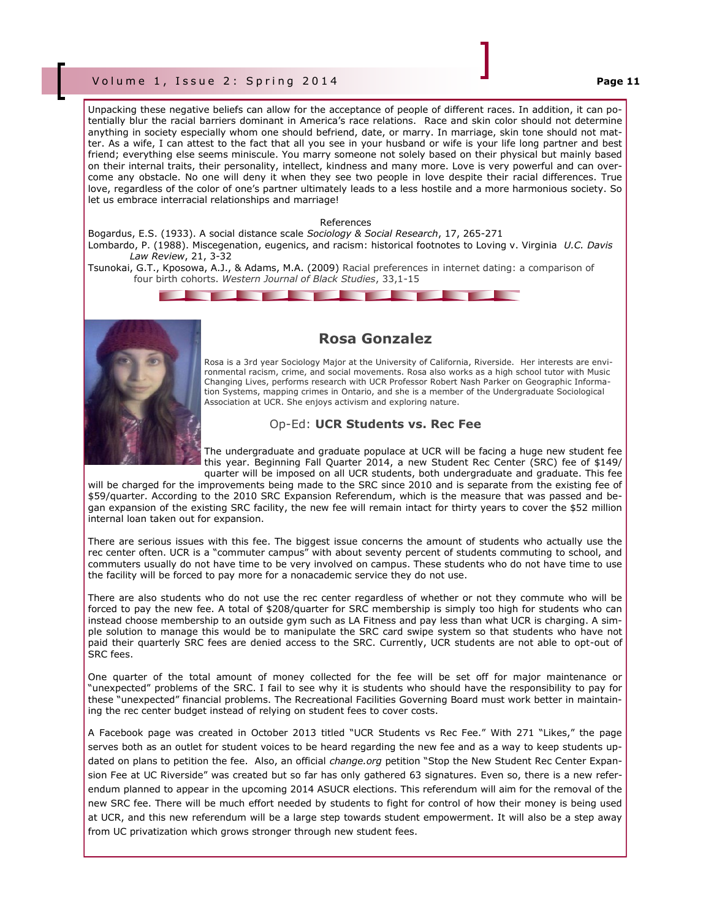Unpacking these negative beliefs can allow for the acceptance of people of different races. In addition, it can potentially blur the racial barriers dominant in America's race relations. Race and skin color should not determine anything in society especially whom one should befriend, date, or marry. In marriage, skin tone should not matter. As a wife, I can attest to the fact that all you see in your husband or wife is your life long partner and best friend; everything else seems miniscule. You marry someone not solely based on their physical but mainly based on their internal traits, their personality, intellect, kindness and many more. Love is very powerful and can overcome any obstacle. No one will deny it when they see two people in love despite their racial differences. True love, regardless of the color of one's partner ultimately leads to a less hostile and a more harmonious society. So let us embrace interracial relationships and marriage!

References

Bogardus, E.S. (1933). A social distance scale *Sociology & Social Research*, 17, 265-271

Lombardo, P. (1988). Miscegenation, eugenics, and racism: historical footnotes to Loving v. Virginia *U.C. Davis Law Review*, 21, 3-32

Tsunokai, G.T., Kposowa, A.J., & Adams, M.A. (2009) Racial preferences in internet dating: a comparison of four birth cohorts. *Western Journal of Black Studies*, 33,1-15

## Rosa Gonzalez

Rosa is a 3rd year Sociology Major at the University of California, Riverside. Her interests are environmental racism, crime, and social movements. Rosa also works as a high school tutor with Music Changing Lives, performs research with UCR Professor Robert Nash Parker on Geographic Information Systems, mapping crimes in Ontario, and she is a member of the Undergraduate Sociological Association at UCR. She enjoys activism and exploring nature.

### Op-Ed: **UCR Students vs. Rec Fee**

The undergraduate and graduate populace at UCR will be facing a huge new student fee this year. Beginning Fall Quarter 2014, a new Student Rec Center (SRC) fee of $149/quarter will be imposed on all UCR students, both undergraduate and graduate. This fee will be charged for the improvements being made to the SRC since 2010 and is separate from the existing fee of $59/quarter. According to the 2010 SRC Expansion Referendum, which is the measure that was passed and began expansion of the existing SRC facility, the new fee will remain intact for thirty years to cover the $52 million internal loan taken out for expansion.

There are serious issues with this fee. The biggest issue concerns the amount of students who actually use the rec center often. UCR is a "commuter campus" with about seventy percent of students commuting to school, and commuters usually do not have time to be very involved on campus. These students who do not have time to use the facility will be forced to pay more for a nonacademic service they do not use.

There are also students who do not use the rec center regardless of whether or not they commute who will be forced to pay the new fee. A total of $208/quarter for SRC membership is simply too high for students who can instead choose membership to an outside gym such as LA Fitness and pay less than what UCR is charging. A simple solution to manage this would be to manipulate the SRC card swipe system so that students who have not paid their quarterly SRC fees are denied access to the SRC. Currently, UCR students are not able to opt-out of SRC fees.

One quarter of the total amount of money collected for the fee will be set off for major maintenance or "unexpected" problems of the SRC. I fail to see why it is students who should have the responsibility to pay for these "unexpected" financial problems. The Recreational Facilities Governing Board must work better in maintaining the rec center budget instead of relying on student fees to cover costs.

A Facebook page was created in October 2013 titled "UCR Students vs Rec Fee." With 271 "Likes," the page serves both as an outlet for student voices to be heard regarding the new fee and as a way to keep students updated on plans to petition the fee. Also, an official *change.org* petition "Stop the New Student Rec Center Expansion Fee at UC Riverside" was created but so far has only gathered 63 signatures. Even so, there is a new referendum planned to appear in the upcoming 2014 ASUCR elections. This referendum will aim for the removal of the new SRC fee. There will be much effort needed by students to fight for control of how their money is being used at UCR, and this new referendum will be a large step towards student empowerment. It will also be a step away from UC privatization which grows stronger through new student fees.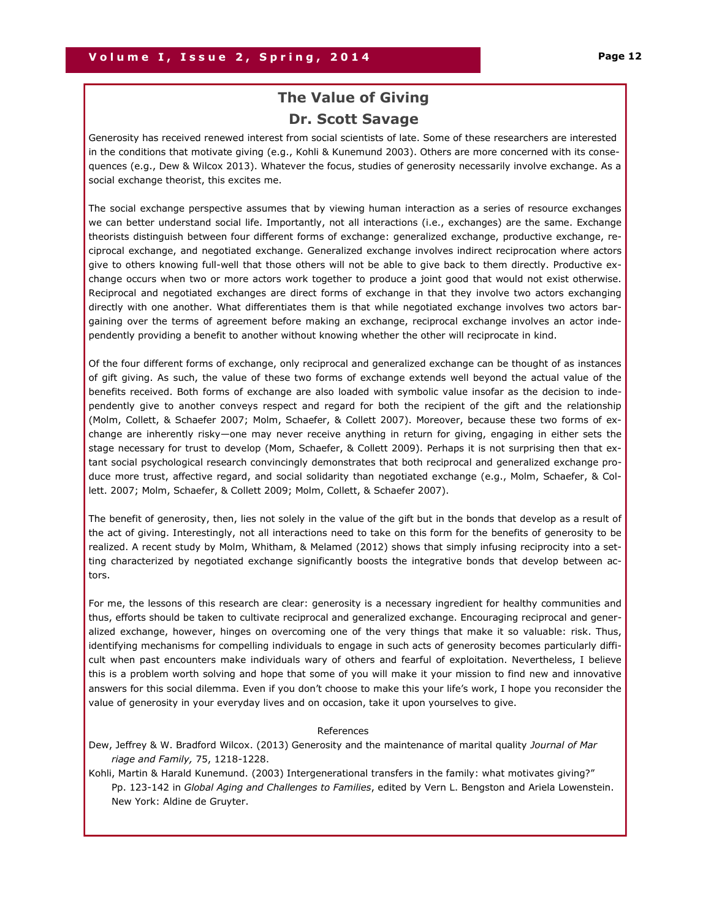# The Value of Giving

## Dr. Scott Savage

Generosity has received renewed interest from social scientists of late. Some of these researchers are interested in the conditions that motivate giving (e.g., Kohli & Kunemund 2003). Others are more concerned with its consequences (e.g., Dew & Wilcox 2013). Whatever the focus, studies of generosity necessarily involve exchange. As a social exchange theorist, this excites me.

The social exchange perspective assumes that by viewing human interaction as a series of resource exchanges we can better understand social life. Importantly, not all interactions (i.e., exchanges) are the same. Exchange theorists distinguish between four different forms of exchange: generalized exchange, productive exchange, reciprocal exchange, and negotiated exchange. Generalized exchange involves indirect reciprocation where actors give to others knowing full-well that those others will not be able to give back to them directly. Productive exchange occurs when two or more actors work together to produce a joint good that would not exist otherwise. Reciprocal and negotiated exchanges are direct forms of exchange in that they involve two actors exchanging directly with one another. What differentiates them is that while negotiated exchange involves two actors bargaining over the terms of agreement before making an exchange, reciprocal exchange involves an actor independently providing a benefit to another without knowing whether the other will reciprocate in kind.

Of the four different forms of exchange, only reciprocal and generalized exchange can be thought of as instances of gift giving. As such, the value of these two forms of exchange extends well beyond the actual value of the benefits received. Both forms of exchange are also loaded with symbolic value insofar as the decision to independently give to another conveys respect and regard for both the recipient of the gift and the relationship (Molm, Collett, & Schaefer 2007; Molm, Schaefer, & Collett 2007). Moreover, because these two forms of exchange are inherently risky—one may never receive anything in return for giving, engaging in either sets the stage necessary for trust to develop (Mom, Schaefer, & Collett 2009). Perhaps it is not surprising then that extant social psychological research convincingly demonstrates that both reciprocal and generalized exchange produce more trust, affective regard, and social solidarity than negotiated exchange (e.g., Molm, Schaefer, & Collett. 2007; Molm, Schaefer, & Collett 2009; Molm, Collett, & Schaefer 2007).

The benefit of generosity, then, lies not solely in the value of the gift but in the bonds that develop as a result of the act of giving. Interestingly, not all interactions need to take on this form for the benefits of generosity to be realized. A recent study by Molm, Whitham, & Melamed (2012) shows that simply infusing reciprocity into a setting characterized by negotiated exchange significantly boosts the integrative bonds that develop between actors.

For me, the lessons of this research are clear: generosity is a necessary ingredient for healthy communities and thus, efforts should be taken to cultivate reciprocal and generalized exchange. Encouraging reciprocal and generalized exchange, however, hinges on overcoming one of the very things that make it so valuable: risk. Thus, identifying mechanisms for compelling individuals to engage in such acts of generosity becomes particularly difficult when past encounters make individuals wary of others and fearful of exploitation. Nevertheless, I believe this is a problem worth solving and hope that some of you will make it your mission to find new and innovative answers for this social dilemma. Even if you don't choose to make this your life's work, I hope you reconsider the value of generosity in your everyday lives and on occasion, take it upon yourselves to give.

References

Dew, Jeffrey & W. Bradford Wilcox. (2013) Generosity and the maintenance of marital quality *Journal of Marriage and Family,* 75, 1218-1228.

Kohli, Martin & Harald Kunemund. (2003) Intergenerational transfers in the family: what motivates giving?" Pp. 123-142 in *Global Aging and Challenges to Families*, edited by Vern L. Bengston and Ariela Lowenstein. New York: Aldine de Gruyter.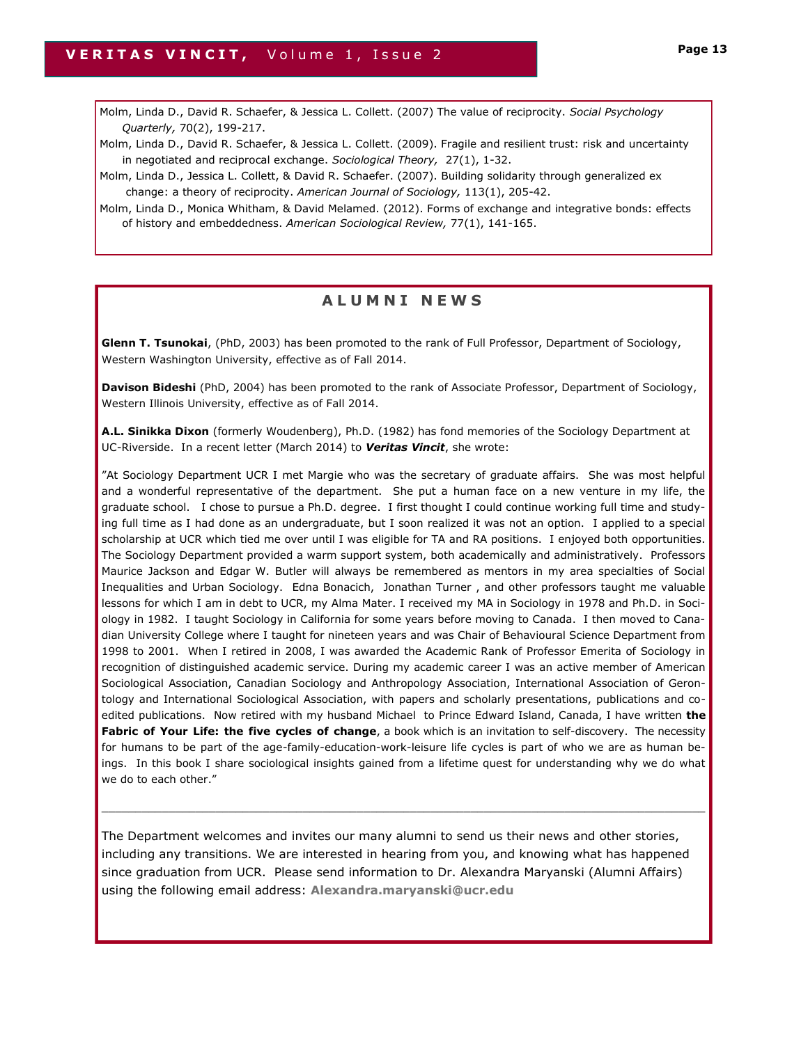Molm, Linda D., David R. Schaefer, & Jessica L. Collett. (2007) The value of reciprocity. *Social Psychology Quarterly,* 70(2), 199-217.

Molm, Linda D., David R. Schaefer, & Jessica L. Collett. (2009). Fragile and resilient trust: risk and uncertainty in negotiated and reciprocal exchange. *Sociological Theory,* 27(1), 1-32.

Molm, Linda D., Jessica L. Collett, & David R. Schaefer. (2007). Building solidarity through generalized ex change: a theory of reciprocity. *American Journal of Sociology,* 113(1), 205-42.

Molm, Linda D., Monica Whitham, & David Melamed. (2012). Forms of exchange and integrative bonds: effects of history and embeddedness. *American Sociological Review,* 77(1), 141-165.

## ALUMNI NEWS

**Glenn T. Tsunokai**, (PhD, 2003) has been promoted to the rank of Full Professor, Department of Sociology, Western Washington University, effective as of Fall 2014.

**Davison Bideshi** (PhD, 2004) has been promoted to the rank of Associate Professor, Department of Sociology, Western Illinois University, effective as of Fall 2014.

**A.L. Sinikka Dixon** (formerly Woudenberg), Ph.D. (1982) has fond memories of the Sociology Department at UC-Riverside. In a recent letter (March 2014) to ***Veritas Vincit***, she wrote:

"At Sociology Department UCR I met Margie who was the secretary of graduate affairs. She was most helpful and a wonderful representative of the department. She put a human face on a new venture in my life, the graduate school. I chose to pursue a Ph.D. degree. I first thought I could continue working full time and studying full time as I had done as an undergraduate, but I soon realized it was not an option. I applied to a special scholarship at UCR which tied me over until I was eligible for TA and RA positions. I enjoyed both opportunities. The Sociology Department provided a warm support system, both academically and administratively. Professors Maurice Jackson and Edgar W. Butler will always be remembered as mentors in my area specialties of Social Inequalities and Urban Sociology. Edna Bonacich, Jonathan Turner , and other professors taught me valuable lessons for which I am in debt to UCR, my Alma Mater. I received my MA in Sociology in 1978 and Ph.D. in Sociology in 1982. I taught Sociology in California for some years before moving to Canada. I then moved to Canadian University College where I taught for nineteen years and was Chair of Behavioural Science Department from 1998 to 2001. When I retired in 2008, I was awarded the Academic Rank of Professor Emerita of Sociology in recognition of distinguished academic service. During my academic career I was an active member of American Sociological Association, Canadian Sociology and Anthropology Association, International Association of Gerontology and International Sociological Association, with papers and scholarly presentations, publications and co-edited publications. Now retired with my husband Michael to Prince Edward Island, Canada, I have written **the Fabric of Your Life: the five cycles of change**, a book which is an invitation to self-discovery. The necessity for humans to be part of the age-family-education-work-leisure life cycles is part of who we are as human beings. In this book I share sociological insights gained from a lifetime quest for understanding why we do what we do to each other."

---

The Department welcomes and invites our many alumni to send us their news and other stories, including any transitions. We are interested in hearing from you, and knowing what has happened since graduation from UCR. Please send information to Dr. Alexandra Maryanski (Alumni Affairs) using the following email address: **Alexandra.maryanski@ucr.edu**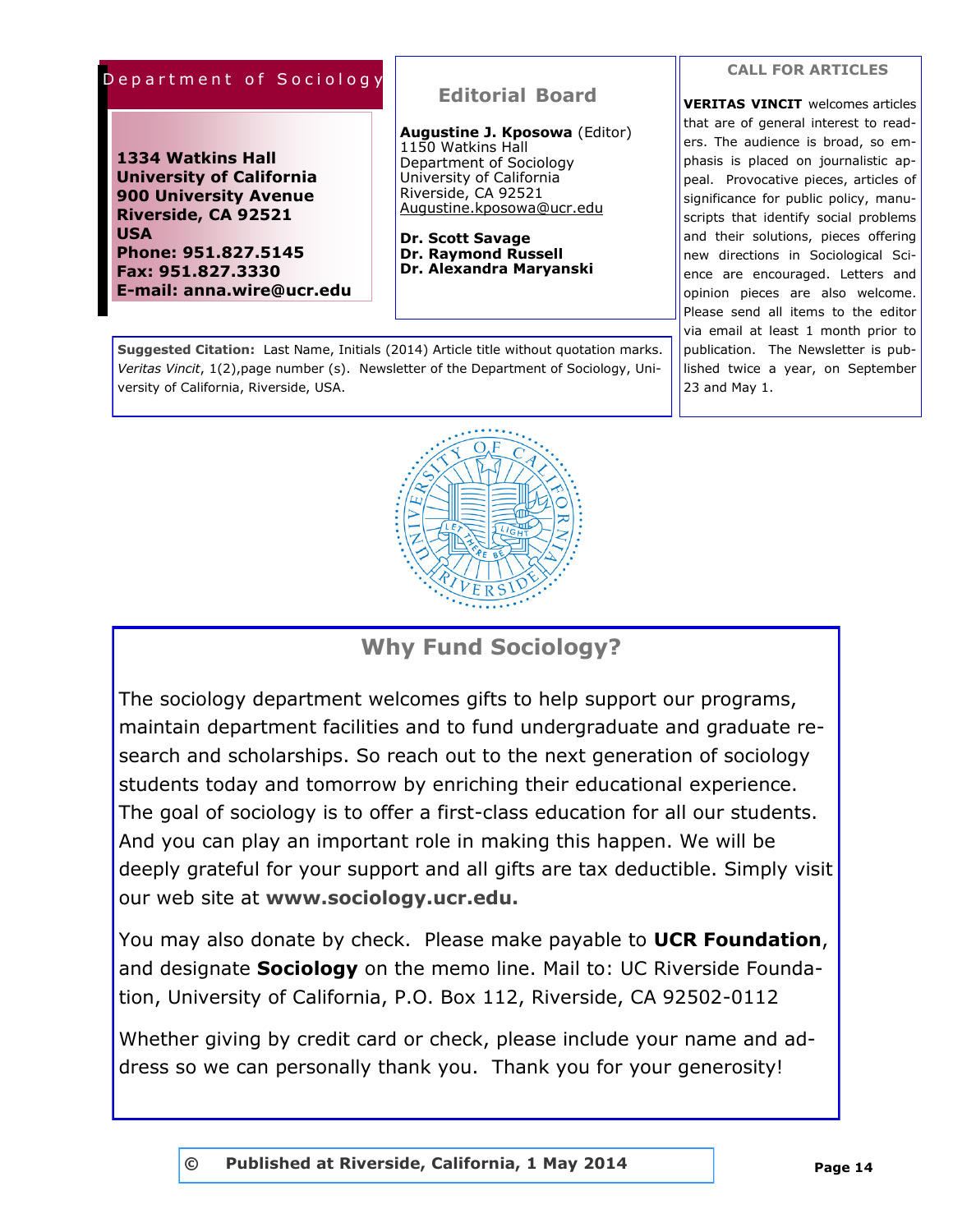## Department of Sociology

**1334 Watkins Hall**
**University of California**
**900 University Avenue**
**Riverside, CA 92521**
**USA**
**Phone: 951.827.5145**
**Fax: 951.827.3330**
**E-mail: anna.wire@ucr.edu**

## Editorial Board

**Augustine J. Kposowa** (Editor)
1150 Watkins Hall
Department of Sociology
University of California
Riverside, CA 92521
Augustine.kposowa@ucr.edu

**Dr. Scott Savage**
**Dr. Raymond Russell**
**Dr. Alexandra Maryanski**

**Suggested Citation:** Last Name, Initials (2014) Article title without quotation marks. *Veritas Vincit*, 1(2),page number (s). Newsletter of the Department of Sociology, University of California, Riverside, USA.

## CALL FOR ARTICLES

**VERITAS VINCIT** welcomes articles that are of general interest to readers. The audience is broad, so emphasis is placed on journalistic appeal. Provocative pieces, articles of significance for public policy, manuscripts that identify social problems and their solutions, pieces offering new directions in Sociological Science are encouraged. Letters and opinion pieces are also welcome. Please send all items to the editor via email at least 1 month prior to publication. The Newsletter is published twice a year, on September 23 and May 1.

## Why Fund Sociology?

The sociology department welcomes gifts to help support our programs, maintain department facilities and to fund undergraduate and graduate research and scholarships. So reach out to the next generation of sociology students today and tomorrow by enriching their educational experience. The goal of sociology is to offer a first-class education for all our students. And you can play an important role in making this happen. We will be deeply grateful for your support and all gifts are tax deductible. Simply visit our web site at **www.sociology.ucr.edu.**

You may also donate by check. Please make payable to **UCR Foundation**, and designate **Sociology** on the memo line. Mail to: UC Riverside Foundation, University of California, P.O. Box 112, Riverside, CA 92502-0112

Whether giving by credit card or check, please include your name and address so we can personally thank you. Thank you for your generosity!

**© Published at Riverside, California, 1 May 2014**